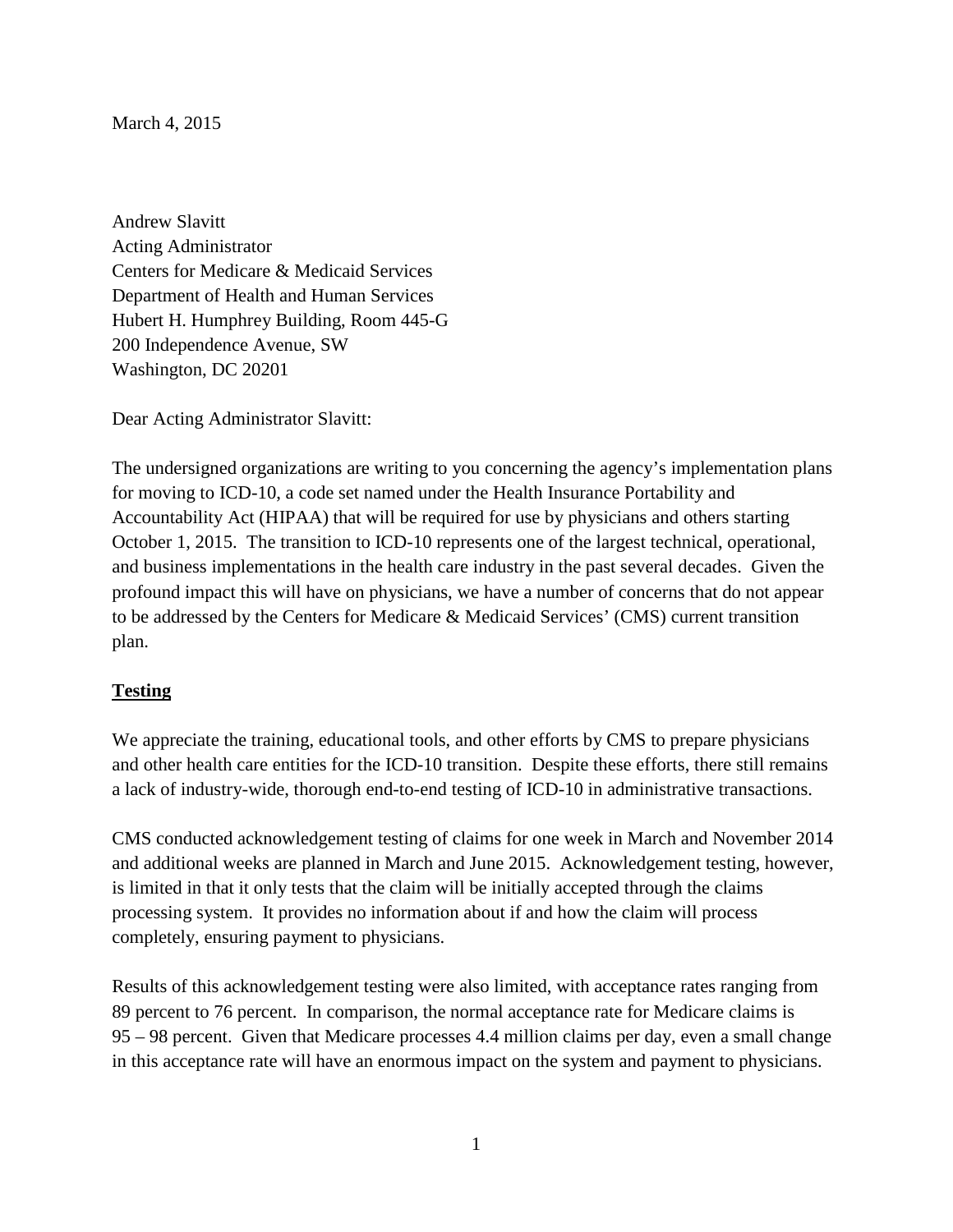March 4, 2015

Andrew Slavitt
Acting Administrator
Centers for Medicare & Medicaid Services
Department of Health and Human Services
Hubert H. Humphrey Building, Room 445-G
200 Independence Avenue, SW
Washington, DC 20201

Dear Acting Administrator Slavitt:

The undersigned organizations are writing to you concerning the agency's implementation plans for moving to ICD-10, a code set named under the Health Insurance Portability and Accountability Act (HIPAA) that will be required for use by physicians and others starting October 1, 2015. The transition to ICD-10 represents one of the largest technical, operational, and business implementations in the health care industry in the past several decades. Given the profound impact this will have on physicians, we have a number of concerns that do not appear to be addressed by the Centers for Medicare & Medicaid Services' (CMS) current transition plan.

**Testing**

We appreciate the training, educational tools, and other efforts by CMS to prepare physicians and other health care entities for the ICD-10 transition. Despite these efforts, there still remains a lack of industry-wide, thorough end-to-end testing of ICD-10 in administrative transactions.

CMS conducted acknowledgement testing of claims for one week in March and November 2014 and additional weeks are planned in March and June 2015. Acknowledgement testing, however, is limited in that it only tests that the claim will be initially accepted through the claims processing system. It provides no information about if and how the claim will process completely, ensuring payment to physicians.

Results of this acknowledgement testing were also limited, with acceptance rates ranging from 89 percent to 76 percent. In comparison, the normal acceptance rate for Medicare claims is 95 – 98 percent. Given that Medicare processes 4.4 million claims per day, even a small change in this acceptance rate will have an enormous impact on the system and payment to physicians.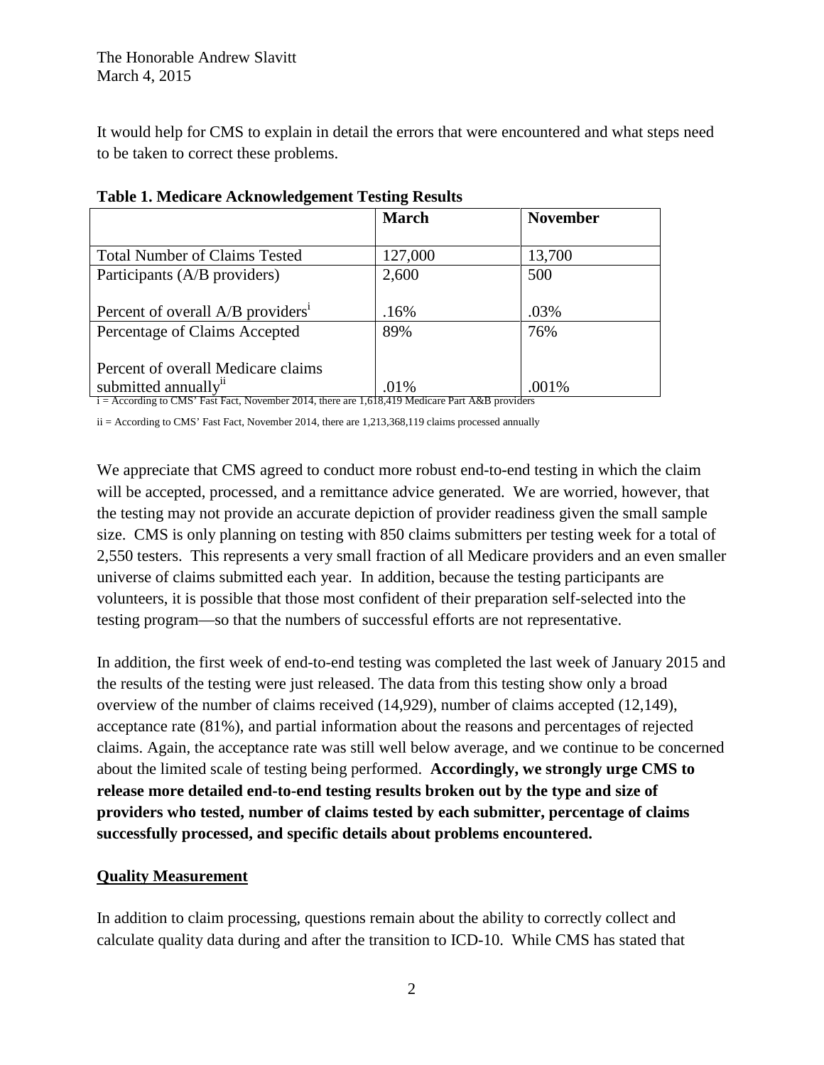It would help for CMS to explain in detail the errors that were encountered and what steps need to be taken to correct these problems.

**Table 1. Medicare Acknowledgement Testing Results**

| | **March** | **November** |
|---|---|---|
| Total Number of Claims Tested | 127,000 | 13,700 |
| Participants (A/B providers)<br><br>Percent of overall A/B providers[i] | 2,600<br><br>.16% | 500<br><br>.03% |
| Percentage of Claims Accepted<br><br>Percent of overall Medicare claims submitted annually[ii] | 89%<br><br>.01% | 76%<br><br>.001% |

i = According to CMS' Fast Fact, November 2014, there are 1,618,419 Medicare Part A&B providers

ii = According to CMS' Fast Fact, November 2014, there are 1,213,368,119 claims processed annually

We appreciate that CMS agreed to conduct more robust end-to-end testing in which the claim will be accepted, processed, and a remittance advice generated. We are worried, however, that the testing may not provide an accurate depiction of provider readiness given the small sample size. CMS is only planning on testing with 850 claims submitters per testing week for a total of 2,550 testers. This represents a very small fraction of all Medicare providers and an even smaller universe of claims submitted each year. In addition, because the testing participants are volunteers, it is possible that those most confident of their preparation self-selected into the testing program—so that the numbers of successful efforts are not representative.

In addition, the first week of end-to-end testing was completed the last week of January 2015 and the results of the testing were just released. The data from this testing show only a broad overview of the number of claims received (14,929), number of claims accepted (12,149), acceptance rate (81%), and partial information about the reasons and percentages of rejected claims. Again, the acceptance rate was still well below average, and we continue to be concerned about the limited scale of testing being performed. **Accordingly, we strongly urge CMS to release more detailed end-to-end testing results broken out by the type and size of providers who tested, number of claims tested by each submitter, percentage of claims successfully processed, and specific details about problems encountered.**

## Quality Measurement

In addition to claim processing, questions remain about the ability to correctly collect and calculate quality data during and after the transition to ICD-10. While CMS has stated that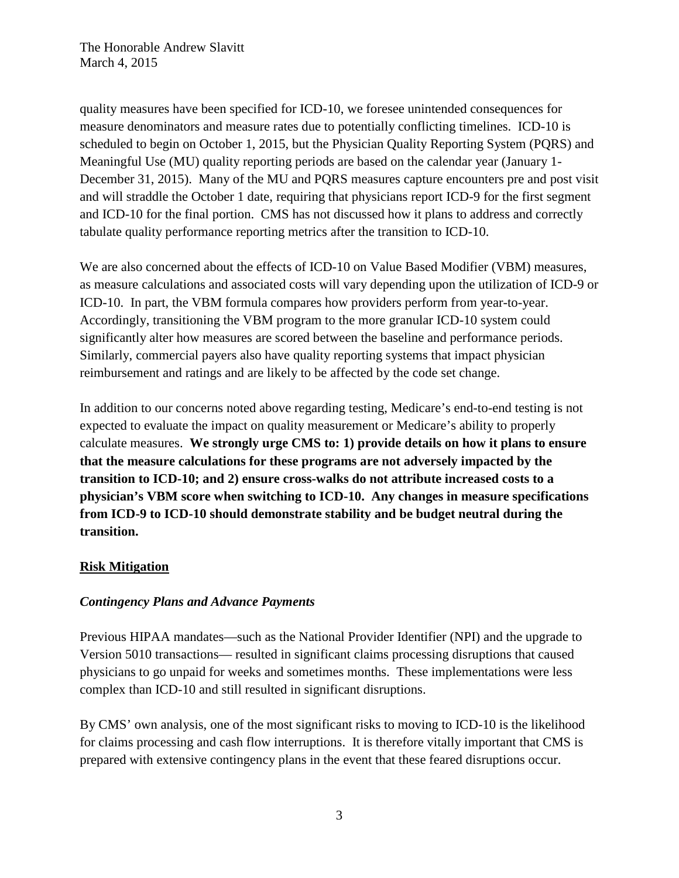quality measures have been specified for ICD-10, we foresee unintended consequences for measure denominators and measure rates due to potentially conflicting timelines. ICD-10 is scheduled to begin on October 1, 2015, but the Physician Quality Reporting System (PQRS) and Meaningful Use (MU) quality reporting periods are based on the calendar year (January 1-December 31, 2015). Many of the MU and PQRS measures capture encounters pre and post visit and will straddle the October 1 date, requiring that physicians report ICD-9 for the first segment and ICD-10 for the final portion. CMS has not discussed how it plans to address and correctly tabulate quality performance reporting metrics after the transition to ICD-10.

We are also concerned about the effects of ICD-10 on Value Based Modifier (VBM) measures, as measure calculations and associated costs will vary depending upon the utilization of ICD-9 or ICD-10. In part, the VBM formula compares how providers perform from year-to-year. Accordingly, transitioning the VBM program to the more granular ICD-10 system could significantly alter how measures are scored between the baseline and performance periods. Similarly, commercial payers also have quality reporting systems that impact physician reimbursement and ratings and are likely to be affected by the code set change.

In addition to our concerns noted above regarding testing, Medicare's end-to-end testing is not expected to evaluate the impact on quality measurement or Medicare's ability to properly calculate measures. **We strongly urge CMS to: 1) provide details on how it plans to ensure that the measure calculations for these programs are not adversely impacted by the transition to ICD-10; and 2) ensure cross-walks do not attribute increased costs to a physician's VBM score when switching to ICD-10. Any changes in measure specifications from ICD-9 to ICD-10 should demonstrate stability and be budget neutral during the transition.**

## Risk Mitigation

### *Contingency Plans and Advance Payments*

Previous HIPAA mandates—such as the National Provider Identifier (NPI) and the upgrade to Version 5010 transactions— resulted in significant claims processing disruptions that caused physicians to go unpaid for weeks and sometimes months. These implementations were less complex than ICD-10 and still resulted in significant disruptions.

By CMS' own analysis, one of the most significant risks to moving to ICD-10 is the likelihood for claims processing and cash flow interruptions. It is therefore vitally important that CMS is prepared with extensive contingency plans in the event that these feared disruptions occur.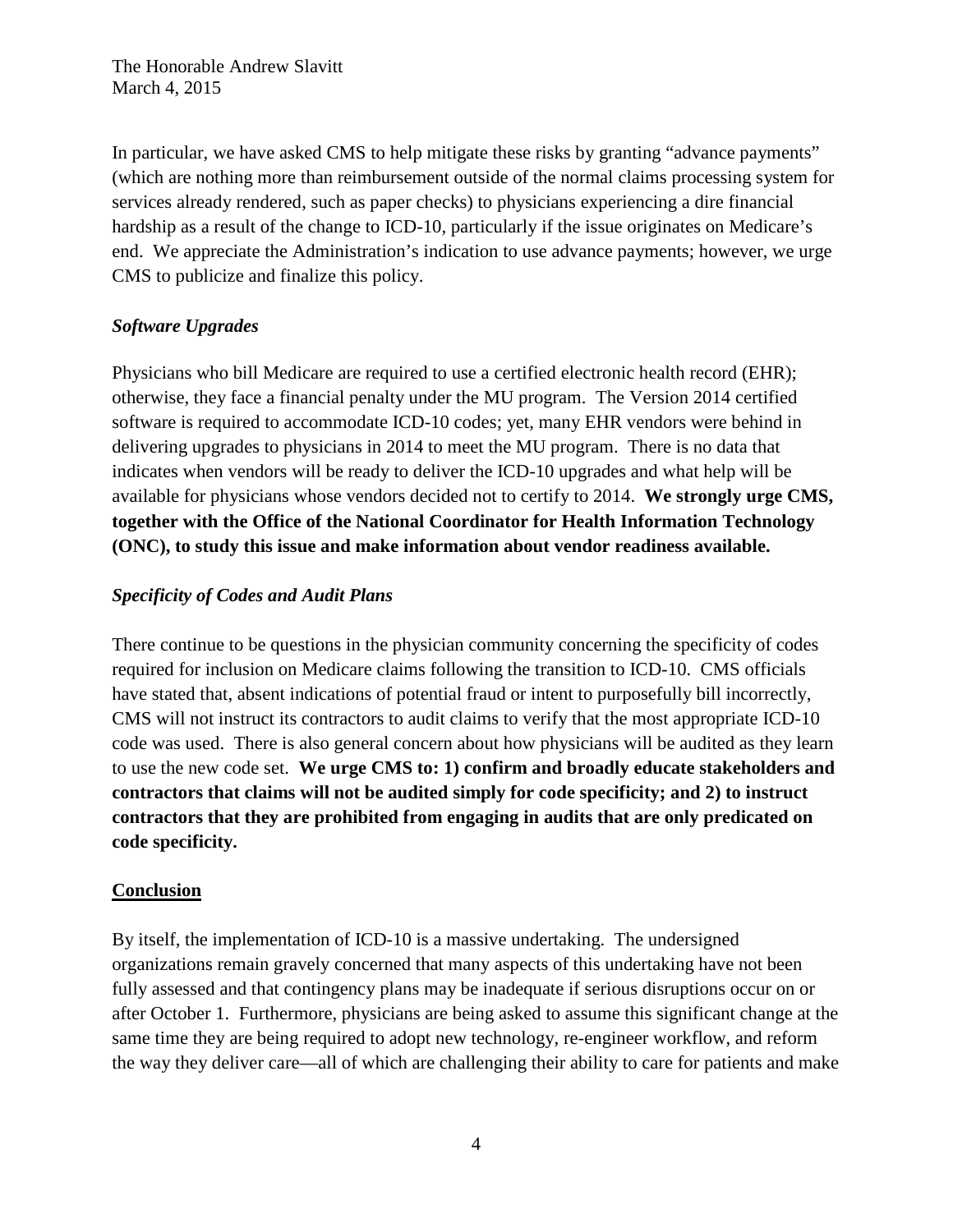In particular, we have asked CMS to help mitigate these risks by granting "advance payments" (which are nothing more than reimbursement outside of the normal claims processing system for services already rendered, such as paper checks) to physicians experiencing a dire financial hardship as a result of the change to ICD-10, particularly if the issue originates on Medicare's end. We appreciate the Administration's indication to use advance payments; however, we urge CMS to publicize and finalize this policy.

### *Software Upgrades*

Physicians who bill Medicare are required to use a certified electronic health record (EHR); otherwise, they face a financial penalty under the MU program. The Version 2014 certified software is required to accommodate ICD-10 codes; yet, many EHR vendors were behind in delivering upgrades to physicians in 2014 to meet the MU program. There is no data that indicates when vendors will be ready to deliver the ICD-10 upgrades and what help will be available for physicians whose vendors decided not to certify to 2014. **We strongly urge CMS, together with the Office of the National Coordinator for Health Information Technology (ONC), to study this issue and make information about vendor readiness available.**

### *Specificity of Codes and Audit Plans*

There continue to be questions in the physician community concerning the specificity of codes required for inclusion on Medicare claims following the transition to ICD-10. CMS officials have stated that, absent indications of potential fraud or intent to purposefully bill incorrectly, CMS will not instruct its contractors to audit claims to verify that the most appropriate ICD-10 code was used. There is also general concern about how physicians will be audited as they learn to use the new code set. **We urge CMS to: 1) confirm and broadly educate stakeholders and contractors that claims will not be audited simply for code specificity; and 2) to instruct contractors that they are prohibited from engaging in audits that are only predicated on code specificity.**

## Conclusion

By itself, the implementation of ICD-10 is a massive undertaking. The undersigned organizations remain gravely concerned that many aspects of this undertaking have not been fully assessed and that contingency plans may be inadequate if serious disruptions occur on or after October 1. Furthermore, physicians are being asked to assume this significant change at the same time they are being required to adopt new technology, re-engineer workflow, and reform the way they deliver care—all of which are challenging their ability to care for patients and make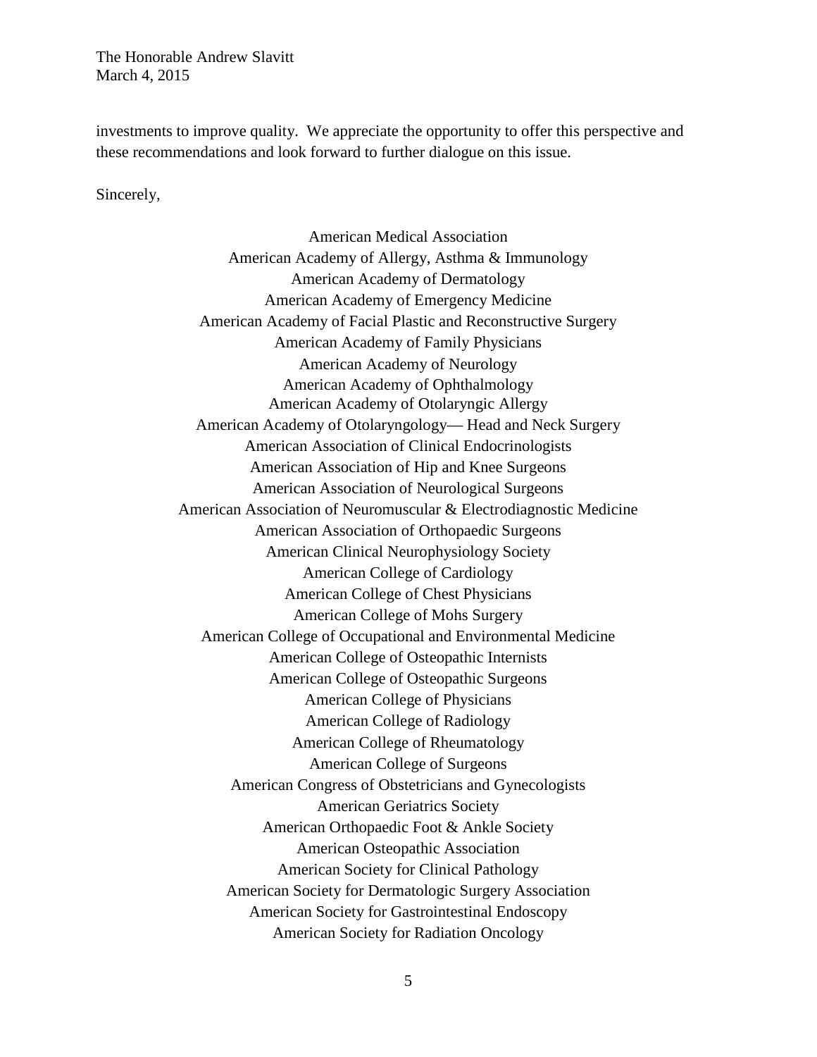investments to improve quality. We appreciate the opportunity to offer this perspective and these recommendations and look forward to further dialogue on this issue.

Sincerely,

American Medical Association
American Academy of Allergy, Asthma & Immunology
American Academy of Dermatology
American Academy of Emergency Medicine
American Academy of Facial Plastic and Reconstructive Surgery
American Academy of Family Physicians
American Academy of Neurology
American Academy of Ophthalmology
American Academy of Otolaryngic Allergy
American Academy of Otolaryngology— Head and Neck Surgery
American Association of Clinical Endocrinologists
American Association of Hip and Knee Surgeons
American Association of Neurological Surgeons
American Association of Neuromuscular & Electrodiagnostic Medicine
American Association of Orthopaedic Surgeons
American Clinical Neurophysiology Society
American College of Cardiology
American College of Chest Physicians
American College of Mohs Surgery
American College of Occupational and Environmental Medicine
American College of Osteopathic Internists
American College of Osteopathic Surgeons
American College of Physicians
American College of Radiology
American College of Rheumatology
American College of Surgeons
American Congress of Obstetricians and Gynecologists
American Geriatrics Society
American Orthopaedic Foot & Ankle Society
American Osteopathic Association
American Society for Clinical Pathology
American Society for Dermatologic Surgery Association
American Society for Gastrointestinal Endoscopy
American Society for Radiation Oncology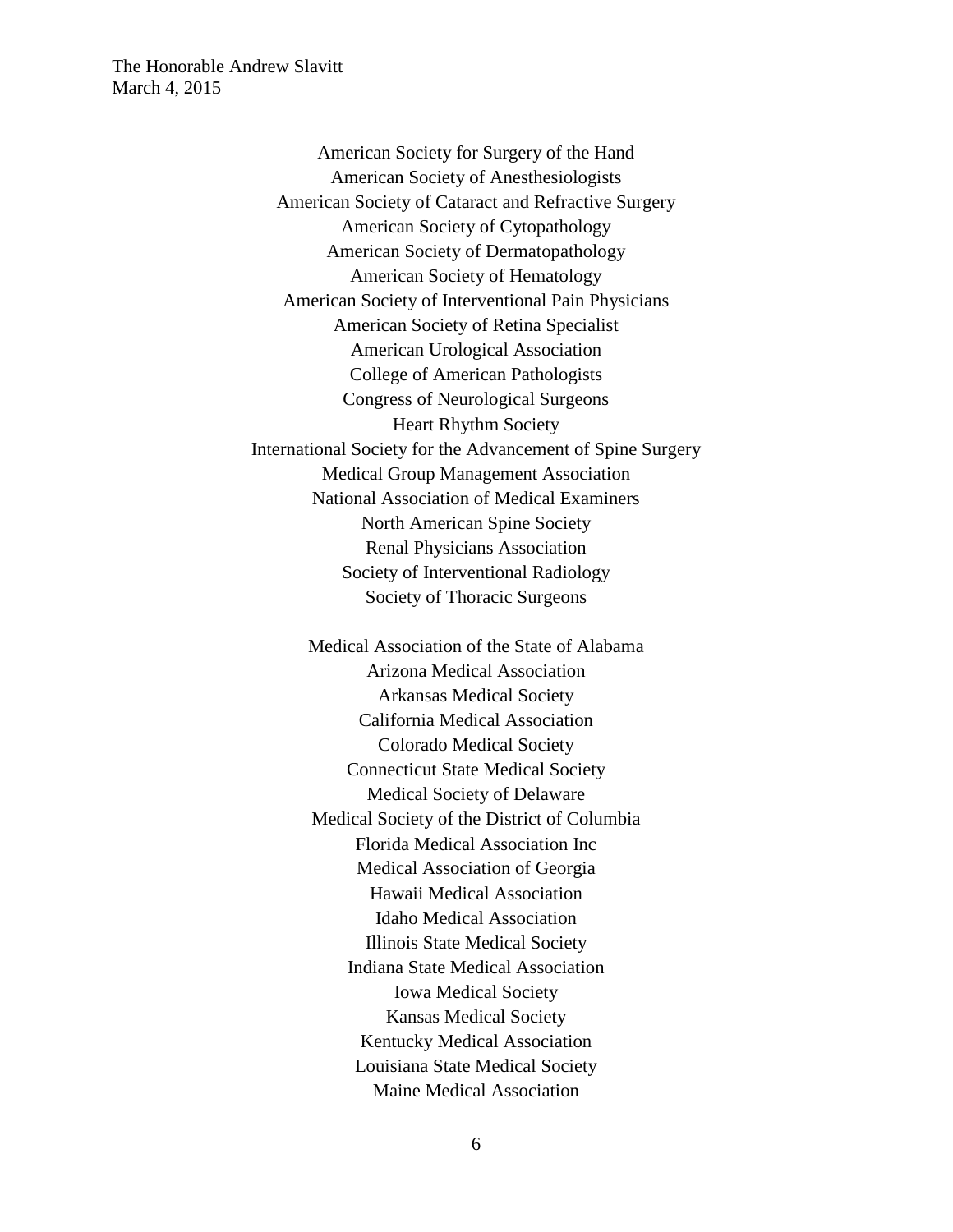American Society for Surgery of the Hand
American Society of Anesthesiologists
American Society of Cataract and Refractive Surgery
American Society of Cytopathology
American Society of Dermatopathology
American Society of Hematology
American Society of Interventional Pain Physicians
American Society of Retina Specialist
American Urological Association
College of American Pathologists
Congress of Neurological Surgeons
Heart Rhythm Society
International Society for the Advancement of Spine Surgery
Medical Group Management Association
National Association of Medical Examiners
North American Spine Society
Renal Physicians Association
Society of Interventional Radiology
Society of Thoracic Surgeons

Medical Association of the State of Alabama
Arizona Medical Association
Arkansas Medical Society
California Medical Association
Colorado Medical Society
Connecticut State Medical Society
Medical Society of Delaware
Medical Society of the District of Columbia
Florida Medical Association Inc
Medical Association of Georgia
Hawaii Medical Association
Idaho Medical Association
Illinois State Medical Society
Indiana State Medical Association
Iowa Medical Society
Kansas Medical Society
Kentucky Medical Association
Louisiana State Medical Society
Maine Medical Association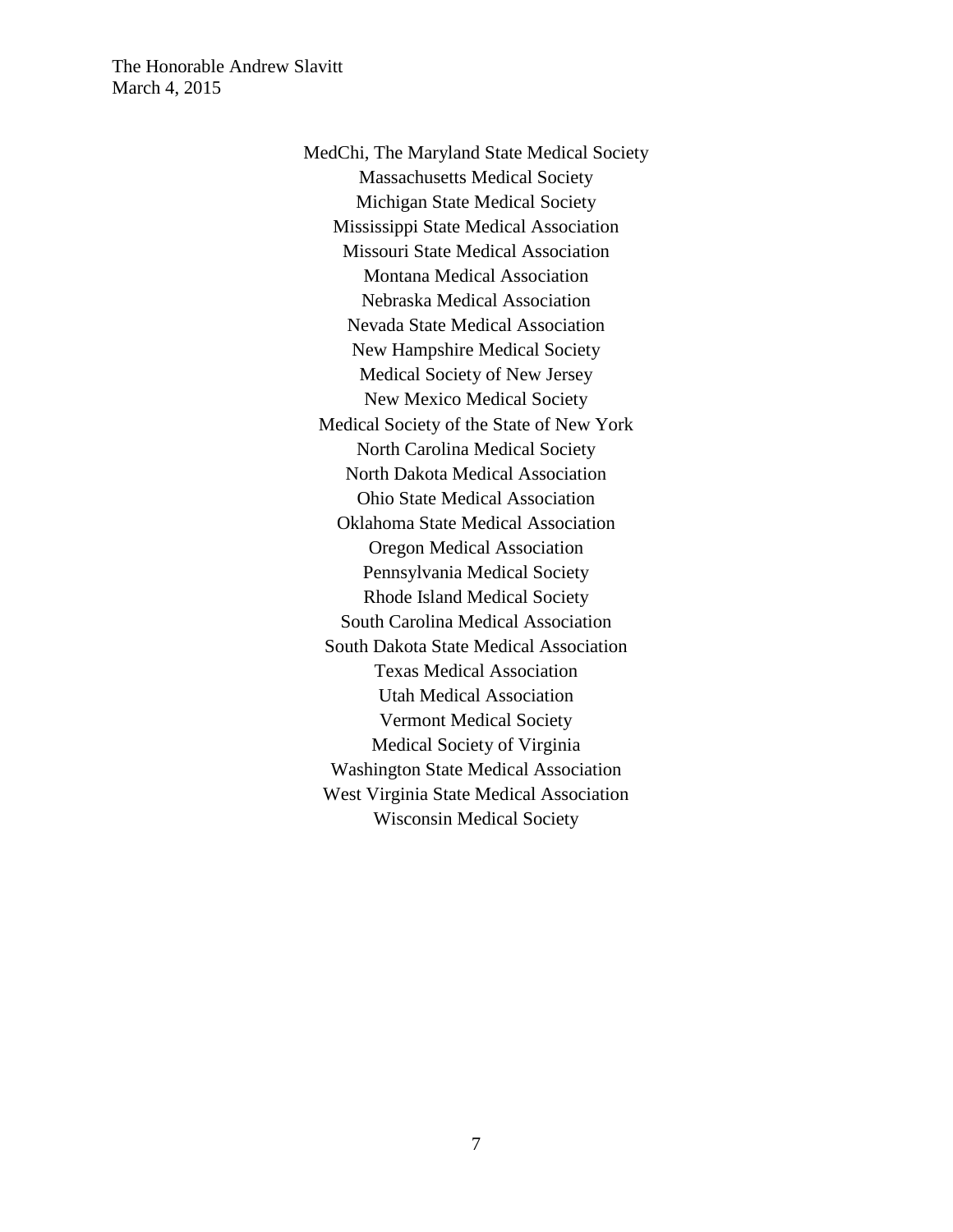MedChi, The Maryland State Medical Society
Massachusetts Medical Society
Michigan State Medical Society
Mississippi State Medical Association
Missouri State Medical Association
Montana Medical Association
Nebraska Medical Association
Nevada State Medical Association
New Hampshire Medical Society
Medical Society of New Jersey
New Mexico Medical Society
Medical Society of the State of New York
North Carolina Medical Society
North Dakota Medical Association
Ohio State Medical Association
Oklahoma State Medical Association
Oregon Medical Association
Pennsylvania Medical Society
Rhode Island Medical Society
South Carolina Medical Association
South Dakota State Medical Association
Texas Medical Association
Utah Medical Association
Vermont Medical Society
Medical Society of Virginia
Washington State Medical Association
West Virginia State Medical Association
Wisconsin Medical Society